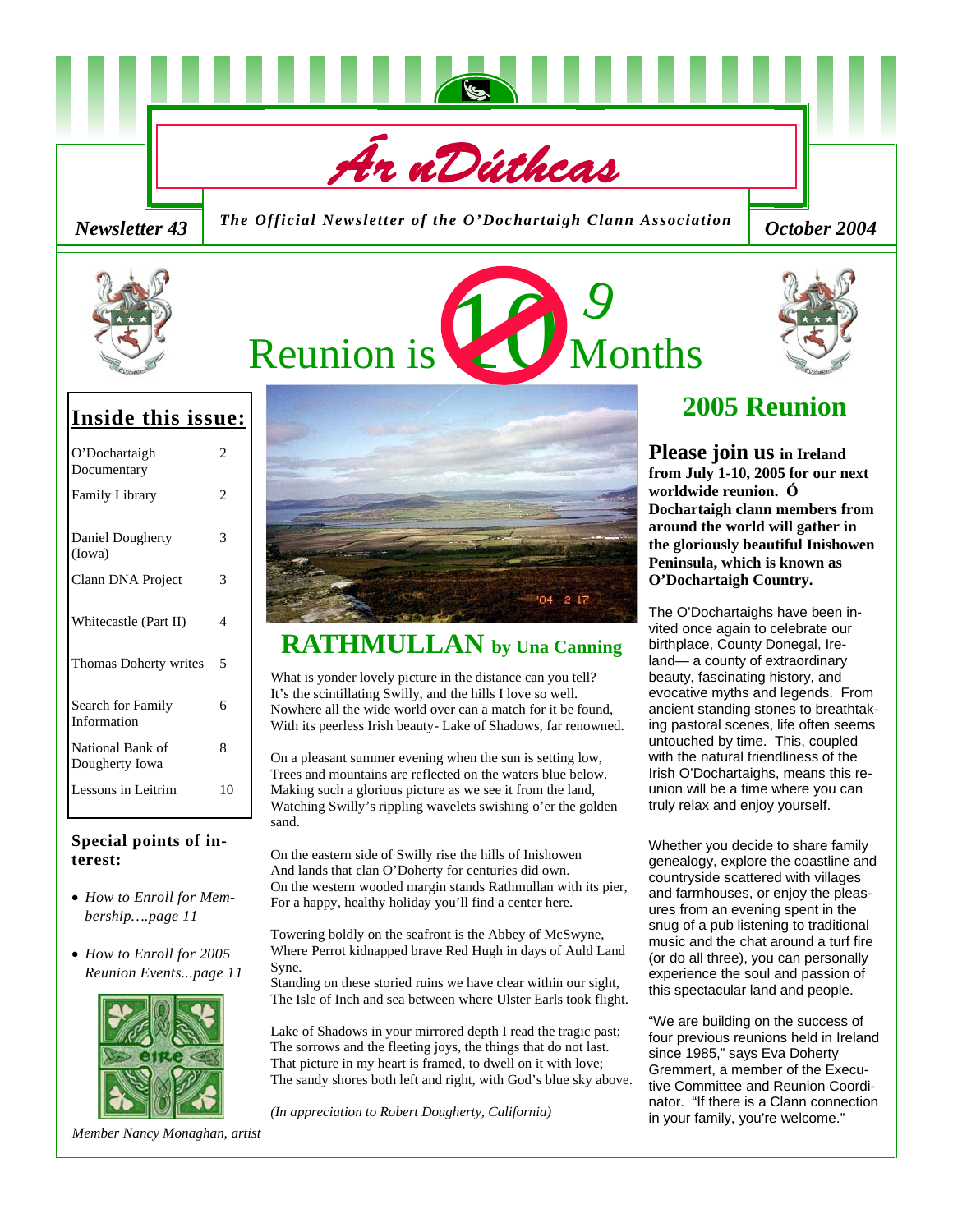# Ár nDúthcas

*Newsletter 43* — ***The Official Newsletter of the O'Dochartaigh Clann Association*** — *October 2024*

# Reunion is ~~10~~ 9 Months

## Inside this issue:

| | |
|---|---|
| O'Dochartaigh Documentary | 2 |
| Family Library | 2 |
| Daniel Dougherty (Iowa) | 3 |
| Clann DNA Project | 3 |
| Whitecastle (Part II) | 4 |
| Thomas Doherty writes | 5 |
| Search for Family Information | 6 |
| National Bank of Dougherty Iowa | 8 |
| Lessons in Leitrim | 10 |

### Special points of interest:

- *How to Enroll for Membership….page 11*
- *How to Enroll for 2005 Reunion Events...page 11*

*Member Nancy Monaghan, artist*

## RATHMULLAN by Una Canning

What is yonder lovely picture in the distance can you tell?
It's the scintillating Swilly, and the hills I love so well.
Nowhere all the wide world over can a match for it be found,
With its peerless Irish beauty- Lake of Shadows, far renowned.

On a pleasant summer evening when the sun is setting low,
Trees and mountains are reflected on the waters blue below.
Making such a glorious picture as we see it from the land,
Watching Swilly's rippling wavelets swishing o'er the golden sand.

On the eastern side of Swilly rise the hills of Inishowen
And lands that clan O'Doherty for centuries did own.
On the western wooded margin stands Rathmullan with its pier,
For a happy, healthy holiday you'll find a center here.

Towering boldly on the seafront is the Abbey of McSwyne,
Where Perrot kidnapped brave Red Hugh in days of Auld Land Syne.
Standing on these storied ruins we have clear within our sight,
The Isle of Inch and sea between where Ulster Earls took flight.

Lake of Shadows in your mirrored depth I read the tragic past;
The sorrows and the fleeting joys, the things that do not last.
That picture in my heart is framed, to dwell on it with love;
The sandy shores both left and right, with God's blue sky above.

*(In appreciation to Robert Dougherty, California)*

## 2005 Reunion

**Please join us in Ireland from July 1-10, 2005 for our next worldwide reunion. Ó Dochartaigh clann members from around the world will gather in the gloriously beautiful Inishowen Peninsula, which is known as O'Dochartaigh Country.**

The O'Dochartaighs have been invited once again to celebrate our birthplace, County Donegal, Ireland— a county of extraordinary beauty, fascinating history, and evocative myths and legends. From ancient standing stones to breathtaking pastoral scenes, life often seems untouched by time. This, coupled with the natural friendliness of the Irish O'Dochartaighs, means this reunion will be a time where you can truly relax and enjoy yourself.

Whether you decide to share family genealogy, explore the coastline and countryside scattered with villages and farmhouses, or enjoy the pleasures from an evening spent in the snug of a pub listening to traditional music and the chat around a turf fire (or do all three), you can personally experience the soul and passion of this spectacular land and people.

"We are building on the success of four previous reunions held in Ireland since 1985," says Eva Doherty Gremmert, a member of the Executive Committee and Reunion Coordinator. "If there is a Clann connection in your family, you're welcome."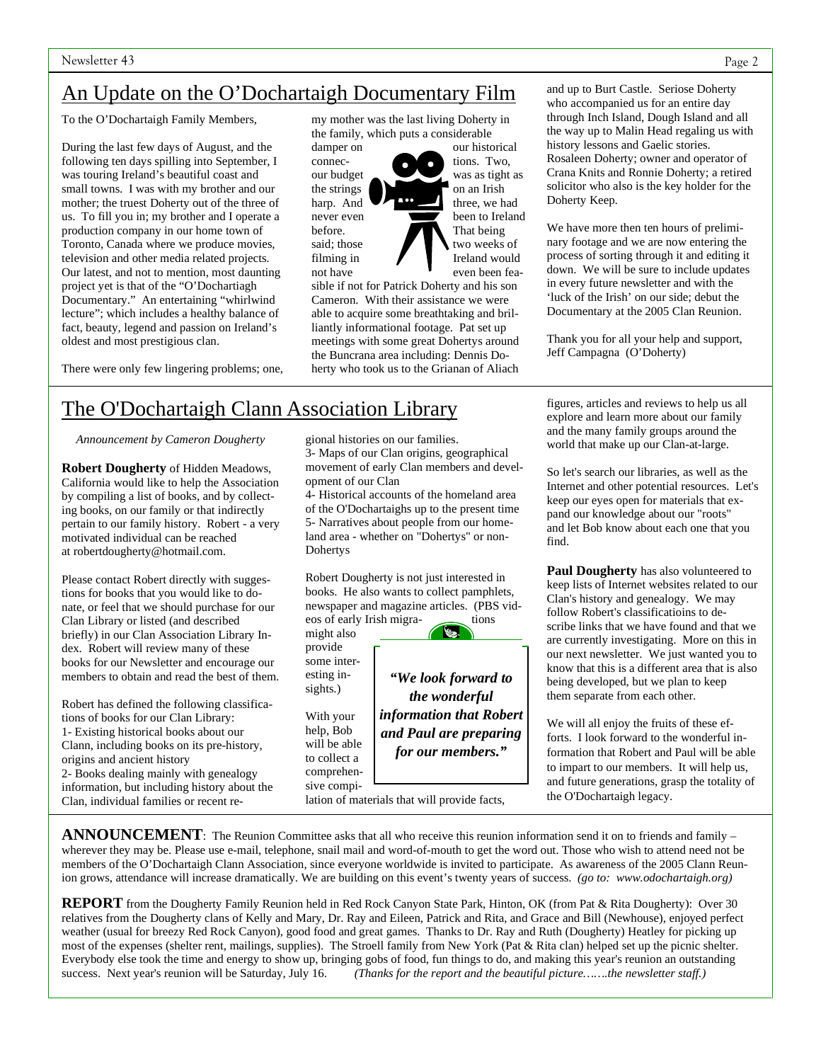## An Update on the O'Dochartaigh Documentary Film

To the O'Dochartaigh Family Members,

During the last few days of August, and the following ten days spilling into September, I was touring Ireland's beautiful coast and small towns. I was with my brother and our mother; the truest Doherty out of the three of us. To fill you in; my brother and I operate a production company in our home town of Toronto, Canada where we produce movies, television and other media related projects. Our latest, and not to mention, most daunting project yet is that of the "O'Dochartaigh Documentary." An entertaining "whirlwind lecture"; which includes a healthy balance of fact, beauty, legend and passion on Ireland's oldest and most prestigious clan.

There were only few lingering problems; one, my mother was the last living Doherty in the family, which puts a considerable damper on our historical connections. Two, our budget was as tight as the strings on an Irish harp. And three, we had never even been to Ireland before. That being said; those two weeks of filming in Ireland would not have even been feasible if not for Patrick Doherty and his son Cameron. With their assistance we were able to acquire some breathtaking and brilliantly informational footage. Pat set up meetings with some great Dohertys around the Buncrana area including: Dennis Doherty who took us to the Grianan of Aliach and up to Burt Castle. Seriose Doherty who accompanied us for an entire day through Inch Island, Dough Island and all the way up to Malin Head regaling us with history lessons and Gaelic stories. Rosaleen Doherty; owner and operator of Crana Knits and Ronnie Doherty; a retired solicitor who also is the key holder for the Doherty Keep.

We have more then ten hours of preliminary footage and we are now entering the process of sorting through it and editing it down. We will be sure to include updates in every future newsletter and with the 'luck of the Irish' on our side; debut the Documentary at the 2005 Clan Reunion.

Thank you for all your help and support,
Jeff Campagna (O'Doherty)

## The O'Dochartaigh Clann Association Library

*Announcement by Cameron Dougherty*

**Robert Dougherty** of Hidden Meadows, California would like to help the Association by compiling a list of books, and by collecting books, on our family or that indirectly pertain to our family history. Robert - a very motivated individual can be reached at robertdougherty@hotmail.com.

Please contact Robert directly with suggestions for books that you would like to donate, or feel that we should purchase for our Clan Library or listed (and described briefly) in our Clan Association Library Index. Robert will review many of these books for our Newsletter and encourage our members to obtain and read the best of them.

Robert has defined the following classifications of books for our Clan Library:
1- Existing historical books about our Clann, including books on its pre-history, origins and ancient history
2- Books dealing mainly with genealogy information, but including history about the Clan, individual families or recent regional histories on our families.
3- Maps of our Clan origins, geographical movement of early Clan members and development of our Clan
4- Historical accounts of the homeland area of the O'Dochartaighs up to the present time
5- Narratives about people from our homeland area - whether on "Dohertys" or non-Dohertys

Robert Dougherty is not just interested in books. He also wants to collect pamphlets, newspaper and magazine articles. (PBS videos of early Irish migrations might also provide some interesting insights.)

With your help, Bob will be able to collect a comprehensive compilation of materials that will provide facts, figures, articles and reviews to help us all explore and learn more about our family and the many family groups around the world that make up our Clan-at-large.

***"We look forward to the wonderful information that Robert and Paul are preparing for our members."***

So let's search our libraries, as well as the Internet and other potential resources. Let's keep our eyes open for materials that expand our knowledge about our "roots" and let Bob know about each one that you find.

**Paul Dougherty** has also volunteered to keep lists of Internet websites related to our Clan's history and genealogy. We may follow Robert's classificatioins to describe links that we have found and that we are currently investigating. More on this in our next newsletter. We just wanted you to know that this is a different area that is also being developed, but we plan to keep them separate from each other.

We will all enjoy the fruits of these efforts. I look forward to the wonderful information that Robert and Paul will be able to impart to our members. It will help us, and future generations, grasp the totality of the O'Dochartaigh legacy.

**ANNOUNCEMENT**: The Reunion Committee asks that all who receive this reunion information send it on to friends and family – wherever they may be. Please use e-mail, telephone, snail mail and word-of-mouth to get the word out. Those who wish to attend need not be members of the O'Dochartaigh Clann Association, since everyone worldwide is invited to participate. As awareness of the 2005 Clann Reunion grows, attendance will increase dramatically. We are building on this event's twenty years of success. *(go to: www.odochartaigh.org)*

**REPORT** from the Dougherty Family Reunion held in Red Rock Canyon State Park, Hinton, OK (from Pat & Rita Dougherty): Over 30 relatives from the Dougherty clans of Kelly and Mary, Dr. Ray and Eileen, Patrick and Rita, and Grace and Bill (Newhouse), enjoyed perfect weather (usual for breezy Red Rock Canyon), good food and great games. Thanks to Dr. Ray and Ruth (Dougherty) Heatley for picking up most of the expenses (shelter rent, mailings, supplies). The Stroell family from New York (Pat & Rita clan) helped set up the picnic shelter. Everybody else took the time and energy to show up, bringing gobs of food, fun things to do, and making this year's reunion an outstanding success. Next year's reunion will be Saturday, July 16. *(Thanks for the report and the beautiful picture…….the newsletter staff.)*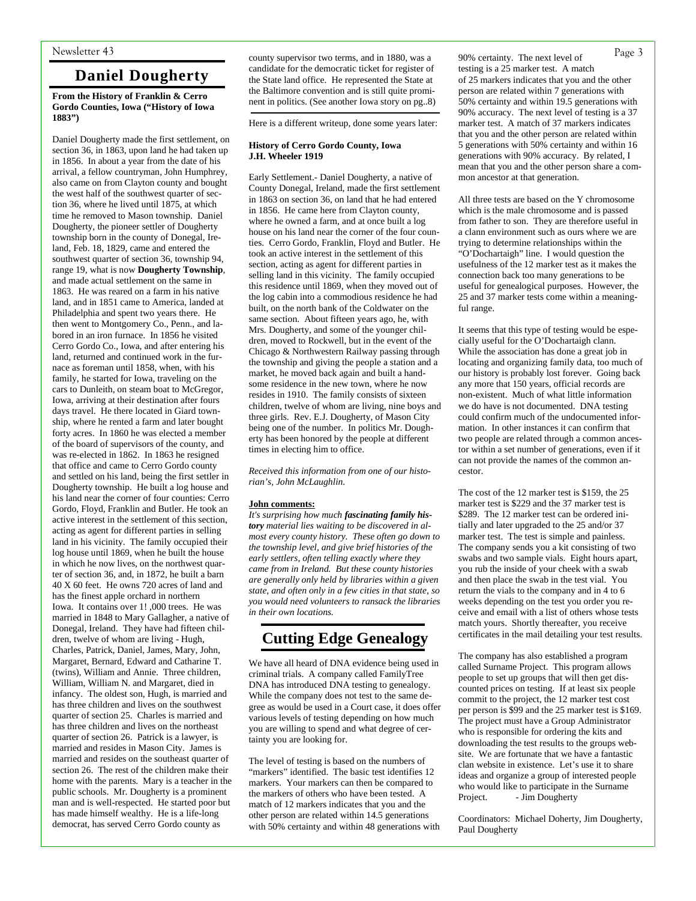## Daniel Dougherty

**From the History of Franklin & Cerro Gordo Counties, Iowa ("History of Iowa 1883")**

Daniel Dougherty made the first settlement, on section 36, in 1863, upon land he had taken up in 1856. In about a year from the date of his arrival, a fellow countryman, John Humphrey, also came on from Clayton county and bought the west half of the southwest quarter of section 36, where he lived until 1875, at which time he removed to Mason township. Daniel Dougherty, the pioneer settler of Dougherty township born in the county of Donegal, Ireland, Feb. 18, 1829, came and entered the southwest quarter of section 36, township 94, range 19, what is now **Dougherty Township**, and made actual settlement on the same in 1863. He was reared on a farm in his native land, and in 1851 came to America, landed at Philadelphia and spent two years there. He then went to Montgomery Co., Penn., and labored in an iron furnace. In 1856 he visited Cerro Gordo Co., Iowa, and after entering his land, returned and continued work in the furnace as foreman until 1858, when, with his family, he started for Iowa, traveling on the cars to Dunleith, on steam boat to McGregor, Iowa, arriving at their destination after fours days travel. He there located in Giard township, where he rented a farm and later bought forty acres. In 1860 he was elected a member of the board of supervisors of the county, and was re-elected in 1862. In 1863 he resigned that office and came to Cerro Gordo county and settled on his land, being the first settler in Dougherty township. He built a log house and his land near the corner of four counties: Cerro Gordo, Floyd, Franklin and Butler. He took an active interest in the settlement of this section, acting as agent for different parties in selling land in his vicinity. The family occupied their log house until 1869, when he built the house in which he now lives, on the northwest quarter of section 36, and, in 1872, he built a barn 40 X 60 feet. He owns 720 acres of land and has the finest apple orchard in northern Iowa. It contains over 1! ,000 trees. He was married in 1848 to Mary Gallagher, a native of Donegal, Ireland. They have had fifteen children, twelve of whom are living - Hugh, Charles, Patrick, Daniel, James, Mary, John, Margaret, Bernard, Edward and Catharine T. (twins), William and Annie. Three children, William, William N. and Margaret, died in infancy. The oldest son, Hugh, is married and has three children and lives on the southwest quarter of section 25. Charles is married and has three children and lives on the northeast quarter of section 26. Patrick is a lawyer, is married and resides in Mason City. James is married and resides on the southeast quarter of section 26. The rest of the children make their home with the parents. Mary is a teacher in the public schools. Mr. Dougherty is a prominent man and is well-respected. He started poor but has made himself wealthy. He is a life-long democrat, has served Cerro Gordo county as county supervisor two terms, and in 1880, was a candidate for the democratic ticket for register of the State land office. He represented the State at the Baltimore convention and is still quite prominent in politics. (See another Iowa story on pg..8)

Here is a different writeup, done some years later:

**History of Cerro Gordo County, Iowa J.H. Wheeler 1919**

Early Settlement.- Daniel Dougherty, a native of County Donegal, Ireland, made the first settlement in 1863 on section 36, on land that he had entered in 1856. He came here from Clayton county, where he owned a farm, and at once built a log house on his land near the corner of the four counties. Cerro Gordo, Franklin, Floyd and Butler. He took an active interest in the settlement of this section, acting as agent for different parties in selling land in this vicinity. The family occupied this residence until 1869, when they moved out of the log cabin into a commodious residence he had built, on the north bank of the Coldwater on the same section. About fifteen years ago, he, with Mrs. Dougherty, and some of the younger children, moved to Rockwell, but in the event of the Chicago & Northwestern Railway passing through the township and giving the people a station and a market, he moved back again and built a handsome residence in the new town, where he now resides in 1910. The family consists of sixteen children, twelve of whom are living, nine boys and three girls. Rev. E.J. Dougherty, of Mason City being one of the number. In politics Mr. Dougherty has been honored by the people at different times in electing him to office.

*Received this information from one of our historian's, John McLaughlin.*

**John comments:**

*It's surprising how much **fascinating family history** material lies waiting to be discovered in almost every county history. These often go down to the township level, and give brief histories of the early settlers, often telling exactly where they came from in Ireland. But these county histories are generally only held by libraries within a given state, and often only in a few cities in that state, so you would need volunteers to ransack the libraries in their own locations.*

## Cutting Edge Genealogy

We have all heard of DNA evidence being used in criminal trials. A company called FamilyTree DNA has introduced DNA testing to genealogy. While the company does not test to the same degree as would be used in a Court case, it does offer various levels of testing depending on how much you are willing to spend and what degree of certainty you are looking for.

The level of testing is based on the numbers of "markers" identified. The basic test identifies 12 markers. Your markers can then be compared to the markers of others who have been tested. A match of 12 markers indicates that you and the other person are related within 14.5 generations with 50% certainty and within 48 generations with 90% certainty. The next level of testing is a 25 marker test. A match of 25 markers indicates that you and the other person are related within 7 generations with 50% certainty and within 19.5 generations with 90% accuracy. The next level of testing is a 37 marker test. A match of 37 markers indicates that you and the other person are related within 5 generations with 50% certainty and within 16 generations with 90% accuracy. By related, I mean that you and the other person share a common ancestor at that generation.

All three tests are based on the Y chromosome which is the male chromosome and is passed from father to son. They are therefore useful in a clann environment such as ours where we are trying to determine relationships within the "O'Dochartaigh" line. I would question the usefulness of the 12 marker test as it makes the connection back too many generations to be useful for genealogical purposes. However, the 25 and 37 marker tests come within a meaningful range.

It seems that this type of testing would be especially useful for the O'Dochartaigh clann. While the association has done a great job in locating and organizing family data, too much of our history is probably lost forever. Going back any more that 150 years, official records are non-existent. Much of what little information we do have is not documented. DNA testing could confirm much of the undocumented information. In other instances it can confirm that two people are related through a common ancestor within a set number of generations, even if it can not provide the names of the common ancestor.

The cost of the 12 marker test is \$159, the 25 marker test is \$229 and the 37 marker test is \$289. The 12 marker test can be ordered initially and later upgraded to the 25 and/or 37 marker test. The test is simple and painless. The company sends you a kit consisting of two swabs and two sample vials. Eight hours apart, you rub the inside of your cheek with a swab and then place the swab in the test vial. You return the vials to the company and in 4 to 6 weeks depending on the test you order you receive and email with a list of others whose tests match yours. Shortly thereafter, you receive certificates in the mail detailing your test results.

The company has also established a program called Surname Project. This program allows people to set up groups that will then get discounted prices on testing. If at least six people commit to the project, the 12 marker test cost per person is \$99 and the 25 marker test is \$169. The project must have a Group Administrator who is responsible for ordering the kits and downloading the test results to the groups website. We are fortunate that we have a fantastic clan website in existence. Let's use it to share ideas and organize a group of interested people who would like to participate in the Surname Project. - Jim Dougherty

Coordinators: Michael Doherty, Jim Dougherty, Paul Dougherty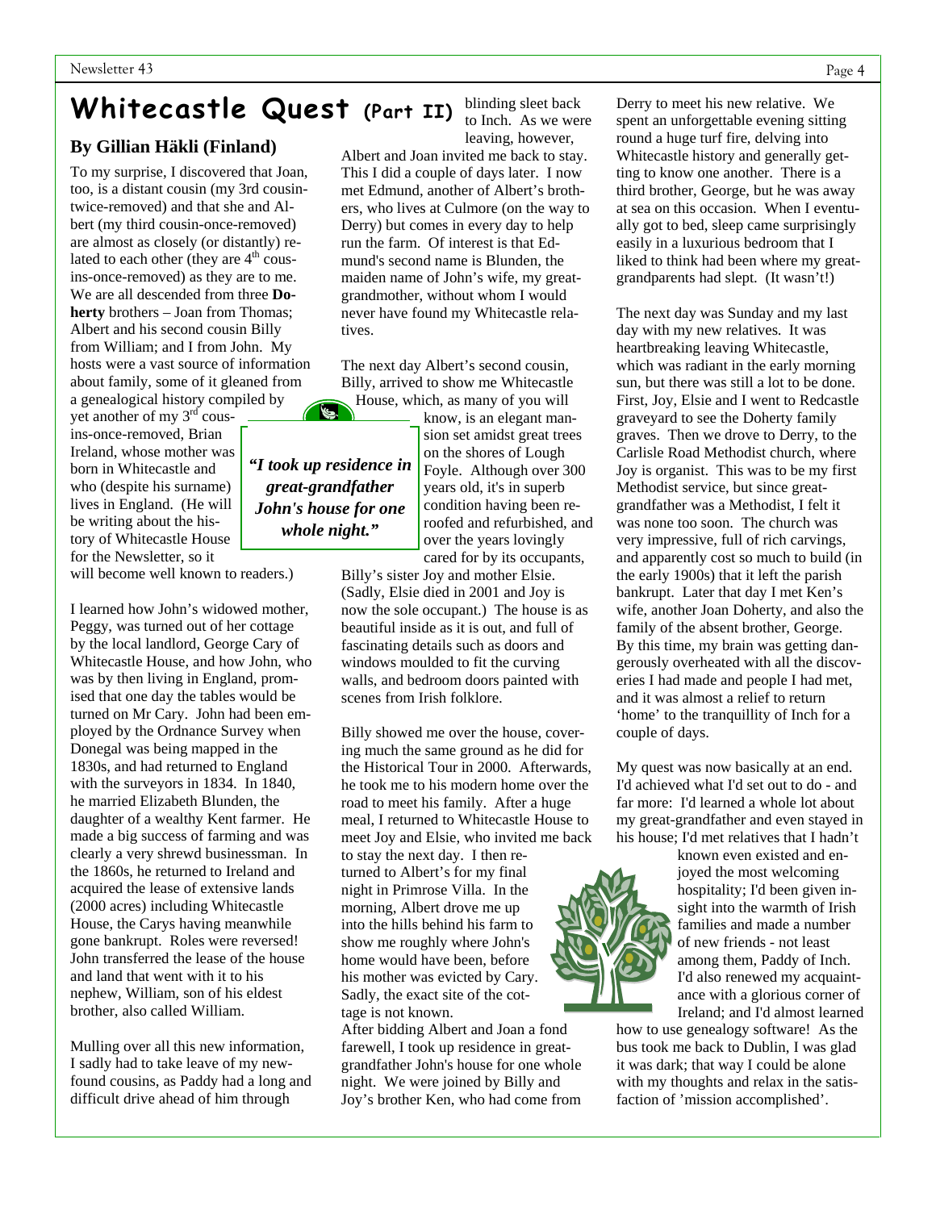# Whitecastle Quest (Part II)

## By Gillian Häkli (Finland)

To my surprise, I discovered that Joan, too, is a distant cousin (my 3rd cousin-twice-removed) and that she and Albert (my third cousin-once-removed) are almost as closely (or distantly) related to each other (they are 4th cousins-once-removed) as they are to me. We are all descended from three **Doherty** brothers – Joan from Thomas; Albert and his second cousin Billy from William; and I from John. My hosts were a vast source of information about family, some of it gleaned from a genealogical history compiled by yet another of my 3rd cousins-once-removed, Brian Ireland, whose mother was born in Whitecastle and who (despite his surname) lives in England. (He will be writing about the history of Whitecastle House for the Newsletter, so it will become well known to readers.)

I learned how John's widowed mother, Peggy, was turned out of her cottage by the local landlord, George Cary of Whitecastle House, and how John, who was by then living in England, promised that one day the tables would be turned on Mr Cary. John had been employed by the Ordnance Survey when Donegal was being mapped in the 1830s, and had returned to England with the surveyors in 1834. In 1840, he married Elizabeth Blunden, the daughter of a wealthy Kent farmer. He made a big success of farming and was clearly a very shrewd businessman. In the 1860s, he returned to Ireland and acquired the lease of extensive lands (2000 acres) including Whitecastle House, the Carys having meanwhile gone bankrupt. Roles were reversed! John transferred the lease of the house and land that went with it to his nephew, William, son of his eldest brother, also called William.

Mulling over all this new information, I sadly had to take leave of my new-found cousins, as Paddy had a long and difficult drive ahead of him through blinding sleet back to Inch. As we were leaving, however, Albert and Joan invited me back to stay. This I did a couple of days later. I now met Edmund, another of Albert's brothers, who lives at Culmore (on the way to Derry) but comes in every day to help run the farm. Of interest is that Edmund's second name is Blunden, the maiden name of John's wife, my great-grandmother, without whom I would never have found my Whitecastle relatives.

The next day Albert's second cousin, Billy, arrived to show me Whitecastle House, which, as many of you will know, is an elegant mansion set amidst great trees on the shores of Lough Foyle. Although over 300 years old, it's in superb condition having been reroofed and refurbished, and over the years lovingly cared for by its occupants, Billy's sister Joy and mother Elsie. (Sadly, Elsie died in 2001 and Joy is now the sole occupant.) The house is as beautiful inside as it is out, and full of fascinating details such as doors and windows moulded to fit the curving walls, and bedroom doors painted with scenes from Irish folklore.

> ***"I took up residence in great-grandfather John's house for one whole night."***

Billy showed me over the house, covering much the same ground as he did for the Historical Tour in 2000. Afterwards, he took me to his modern home over the road to meet his family. After a huge meal, I returned to Whitecastle House to meet Joy and Elsie, who invited me back to stay the next day. I then returned to Albert's for my final night in Primrose Villa. In the morning, Albert drove me up into the hills behind his farm to show me roughly where John's home would have been, before his mother was evicted by Cary. Sadly, the exact site of the cottage is not known.

After bidding Albert and Joan a fond farewell, I took up residence in great-grandfather John's house for one whole night. We were joined by Billy and Joy's brother Ken, who had come from Derry to meet his new relative. We spent an unforgettable evening sitting round a huge turf fire, delving into Whitecastle history and generally getting to know one another. There is a third brother, George, but he was away at sea on this occasion. When I eventually got to bed, sleep came surprisingly easily in a luxurious bedroom that I liked to think had been where my great-grandparents had slept. (It wasn't!)

The next day was Sunday and my last day with my new relatives. It was heartbreaking leaving Whitecastle, which was radiant in the early morning sun, but there was still a lot to be done. First, Joy, Elsie and I went to Redcastle graveyard to see the Doherty family graves. Then we drove to Derry, to the Carlisle Road Methodist church, where Joy is organist. This was to be my first Methodist service, but since great-grandfather was a Methodist, I felt it was none too soon. The church was very impressive, full of rich carvings, and apparently cost so much to build (in the early 1900s) that it left the parish bankrupt. Later that day I met Ken's wife, another Joan Doherty, and also the family of the absent brother, George. By this time, my brain was getting dangerously overheated with all the discoveries I had made and people I had met, and it was almost a relief to return 'home' to the tranquillity of Inch for a couple of days.

My quest was now basically at an end. I'd achieved what I'd set out to do - and far more: I'd learned a whole lot about my great-grandfather and even stayed in his house; I'd met relatives that I hadn't known even existed and enjoyed the most welcoming hospitality; I'd been given insight into the warmth of Irish families and made a number of new friends - not least among them, Paddy of Inch. I'd also renewed my acquaintance with a glorious corner of Ireland; and I'd almost learned how to use genealogy software! As the bus took me back to Dublin, I was glad it was dark; that way I could be alone with my thoughts and relax in the satisfaction of 'mission accomplished'.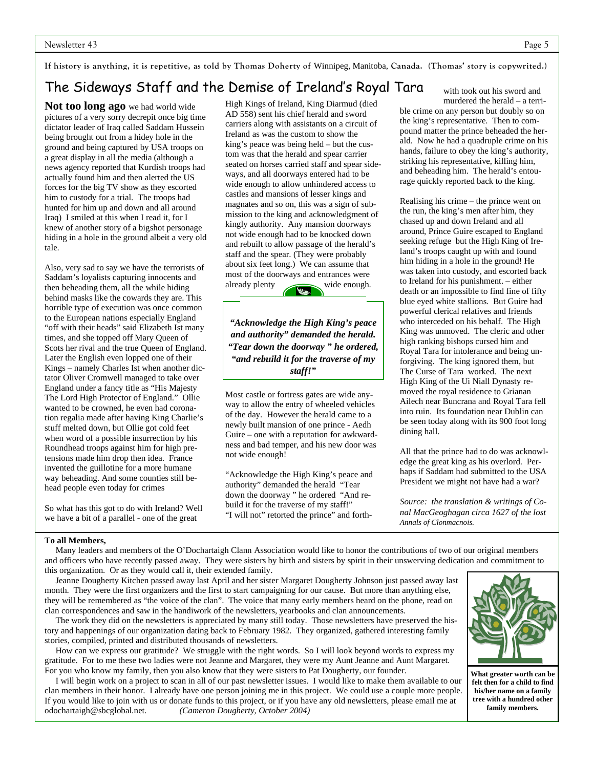**If history is anything, it is repetitive, as told by Thomas Doherty of Winnipeg, Manitoba, Canada. (Thomas' story is copywrited.)**

# The Sideways Staff and the Demise of Ireland's Royal Tara

**Not too long ago** we had world wide pictures of a very sorry decrepit once big time dictator leader of Iraq called Saddam Hussein being brought out from a hidey hole in the ground and being captured by USA troops on a great display in all the media (although a news agency reported that Kurdish troops had actually found him and then alerted the US forces for the big TV show as they escorted him to custody for a trial. The troops had hunted for him up and down and all around Iraq) I smiled at this when I read it, for I knew of another story of a bigshot personage hiding in a hole in the ground albeit a very old tale.

Also, very sad to say we have the terrorists of Saddam's loyalists capturing innocents and then beheading them, all the while hiding behind masks like the cowards they are. This horrible type of execution was once common to the European nations especially England "off with their heads" said Elizabeth Ist many times, and she topped off Mary Queen of Scots her rival and the true Queen of England. Later the English even lopped one of their Kings – namely Charles Ist when another dictator Oliver Cromwell managed to take over England under a fancy title as "His Majesty The Lord High Protector of England." Ollie wanted to be crowned, he even had coronation regalia made after having King Charlie's stuff melted down, but Ollie got cold feet when word of a possible insurrection by his Roundhead troops against him for high pretensions made him drop then idea. France invented the guillotine for a more humane way beheading. And some counties still behead people even today for crimes

So what has this got to do with Ireland? Well we have a bit of a parallel - one of the great High Kings of Ireland, King Diarmud (died AD 558) sent his chief herald and sword carriers along with assistants on a circuit of Ireland as was the custom to show the king's peace was being held – but the custom was that the herald and spear carrier seated on horses carried staff and spear sideways, and all doorways entered had to be wide enough to allow unhindered access to castles and mansions of lesser kings and magnates and so on, this was a sign of submission to the king and acknowledgment of kingly authority. Any mansion doorways not wide enough had to be knocked down and rebuilt to allow passage of the herald's staff and the spear. (They were probably about six feet long.) We can assume that most of the doorways and entrances were already plenty wide enough.

> ***"Acknowledge the High King's peace and authority" demanded the herald. "Tear down the doorway " he ordered, "and rebuild it for the traverse of my staff!"***

Most castle or fortress gates are wide anyway to allow the entry of wheeled vehicles of the day. However the herald came to a newly built mansion of one prince - Aedh Guire – one with a reputation for awkwardness and bad temper, and his new door was not wide enough!

"Acknowledge the High King's peace and authority" demanded the herald "Tear down the doorway " he ordered "And rebuild it for the traverse of my staff!" "I will not" retorted the prince" and forthwith took out his sword and murdered the herald – a terrible crime on any person but doubly so on the king's representative. Then to compound matter the prince beheaded the herald. Now he had a quadruple crime on his hands, failure to obey the king's authority, striking his representative, killing him, and beheading him. The herald's entourage quickly reported back to the king.

Realising his crime – the prince went on the run, the king's men after him, they chased up and down Ireland and all around, Prince Guire escaped to England seeking refuge but the High King of Ireland's troops caught up with and found him hiding in a hole in the ground! He was taken into custody, and escorted back to Ireland for his punishment. – either death or an impossible to find fine of fifty blue eyed white stallions. But Guire had powerful clerical relatives and friends who interceded on his behalf. The High King was unmoved. The cleric and other high ranking bishops cursed him and Royal Tara for intolerance and being unforgiving. The king ignored them, but The Curse of Tara worked. The next High King of the Ui Niall Dynasty removed the royal residence to Grianan Ailech near Buncrana and Royal Tara fell into ruin. Its foundation near Dublin can be seen today along with its 900 foot long dining hall.

All that the prince had to do was acknowledge the great king as his overlord. Perhaps if Saddam had submitted to the USA President we might not have had a war?

*Source: the translation & writings of Conal MacGeoghagan circa 1627 of the lost Annals of Clonmacnois.*

---

**To all Members,**

Many leaders and members of the O'Dochartaigh Clann Association would like to honor the contributions of two of our original members and officers who have recently passed away. They were sisters by birth and sisters by spirit in their unswerving dedication and commitment to this organization. Or as they would call it, their extended family.

Jeanne Dougherty Kitchen passed away last April and her sister Margaret Dougherty Johnson just passed away last month. They were the first organizers and the first to start campaigning for our cause. But more than anything else, they will be remembered as "the voice of the clan". The voice that many early members heard on the phone, read on clan correspondences and saw in the handiwork of the newsletters, yearbooks and clan announcements.

The work they did on the newsletters is appreciated by many still today. Those newsletters have preserved the history and happenings of our organization dating back to February 1982. They organized, gathered interesting family stories, compiled, printed and distributed thousands of newsletters.

How can we express our gratitude? We struggle with the right words. So I will look beyond words to express my gratitude. For to me these two ladies were not Jeanne and Margaret, they were my Aunt Jeanne and Aunt Margaret. For you who know my family, then you also know that they were sisters to Pat Dougherty, our founder.

I will begin work on a project to scan in all of our past newsletter issues. I would like to make them available to our clan members in their honor. I already have one person joining me in this project. We could use a couple more people. If you would like to join with us or donate funds to this project, or if you have any old newsletters, please email me at odochartaigh@sbcglobal.net. *(Cameron Dougherty, October 2004)*

**What greater worth can be felt then for a child to find his/her name on a family tree with a hundred other family members.**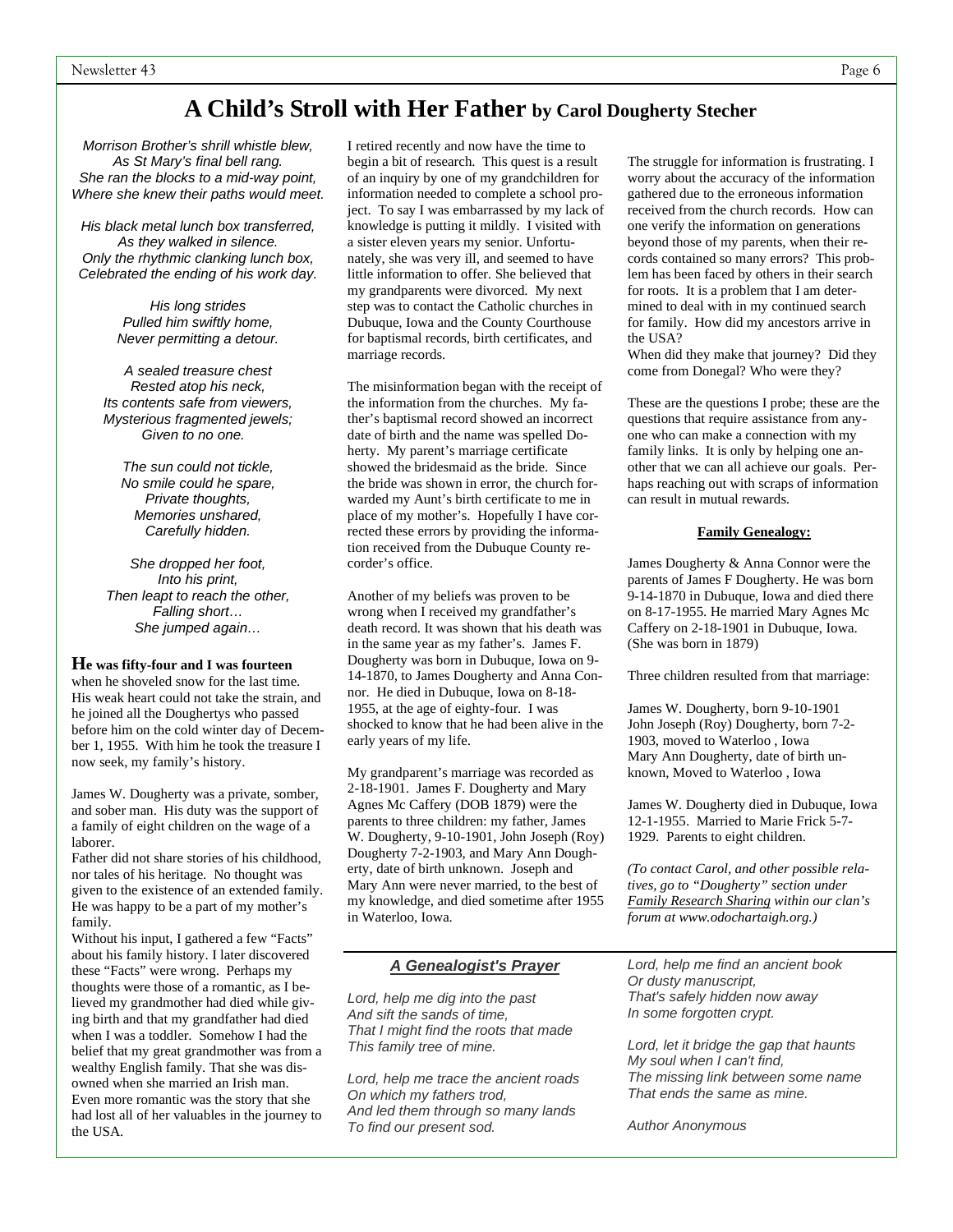# A Child's Stroll with Her Father by Carol Dougherty Stecher

*Morrison Brother's shrill whistle blew,*
*As St Mary's final bell rang.*
*She ran the blocks to a mid-way point,*
*Where she knew their paths would meet.*

*His black metal lunch box transferred,*
*As they walked in silence.*
*Only the rhythmic clanking lunch box,*
*Celebrated the ending of his work day.*

*His long strides*
*Pulled him swiftly home,*
*Never permitting a detour.*

*A sealed treasure chest*
*Rested atop his neck,*
*Its contents safe from viewers,*
*Mysterious fragmented jewels;*
*Given to no one.*

*The sun could not tickle,*
*No smile could he spare,*
*Private thoughts,*
*Memories unshared,*
*Carefully hidden.*

*She dropped her foot,*
*Into his print,*
*Then leapt to reach the other,*
*Falling short…*
*She jumped again…*

**He was fifty-four and I was fourteen** when he shoveled snow for the last time. His weak heart could not take the strain, and he joined all the Doughertys who passed before him on the cold winter day of December 1, 1955. With him he took the treasure I now seek, my family's history.

James W. Dougherty was a private, somber, and sober man. His duty was the support of a family of eight children on the wage of a laborer.

Father did not share stories of his childhood, nor tales of his heritage. No thought was given to the existence of an extended family. He was happy to be a part of my mother's family.

Without his input, I gathered a few "Facts" about his family history. I later discovered these "Facts" were wrong. Perhaps my thoughts were those of a romantic, as I believed my grandmother had died while giving birth and that my grandfather had died when I was a toddler. Somehow I had the belief that my great grandmother was from a wealthy English family. That she was disowned when she married an Irish man. Even more romantic was the story that she had lost all of her valuables in the journey to the USA.

I retired recently and now have the time to begin a bit of research. This quest is a result of an inquiry by one of my grandchildren for information needed to complete a school project. To say I was embarrassed by my lack of knowledge is putting it mildly. I visited with a sister eleven years my senior. Unfortunately, she was very ill, and seemed to have little information to offer. She believed that my grandparents were divorced. My next step was to contact the Catholic churches in Dubuque, Iowa and the County Courthouse for baptismal records, birth certificates, and marriage records.

The misinformation began with the receipt of the information from the churches. My father's baptismal record showed an incorrect date of birth and the name was spelled Doherty. My parent's marriage certificate showed the bridesmaid as the bride. Since the bride was shown in error, the church forwarded my Aunt's birth certificate to me in place of my mother's. Hopefully I have corrected these errors by providing the information received from the Dubuque County recorder's office.

Another of my beliefs was proven to be wrong when I received my grandfather's death record. It was shown that his death was in the same year as my father's. James F. Dougherty was born in Dubuque, Iowa on 9-14-1870, to James Dougherty and Anna Connor. He died in Dubuque, Iowa on 8-18-1955, at the age of eighty-four. I was shocked to know that he had been alive in the early years of my life.

My grandparent's marriage was recorded as 2-18-1901. James F. Dougherty and Mary Agnes Mc Caffery (DOB 1879) were the parents to three children: my father, James W. Dougherty, 9-10-1901, John Joseph (Roy) Dougherty 7-2-1903, and Mary Ann Dougherty, date of birth unknown. Joseph and Mary Ann were never married, to the best of my knowledge, and died sometime after 1955 in Waterloo, Iowa.

The struggle for information is frustrating. I worry about the accuracy of the information gathered due to the erroneous information received from the church records. How can one verify the information on generations beyond those of my parents, when their records contained so many errors? This problem has been faced by others in their search for roots. It is a problem that I am determined to deal with in my continued search for family. How did my ancestors arrive in the USA?

When did they make that journey? Did they come from Donegal? Who were they?

These are the questions I probe; these are the questions that require assistance from anyone who can make a connection with my family links. It is only by helping one another that we can all achieve our goals. Perhaps reaching out with scraps of information can result in mutual rewards.

**Family Genealogy:**

James Dougherty & Anna Connor were the parents of James F Dougherty. He was born 9-14-1870 in Dubuque, Iowa and died there on 8-17-1955. He married Mary Agnes Mc Caffery on 2-18-1901 in Dubuque, Iowa. (She was born in 1879)

Three children resulted from that marriage:

James W. Dougherty, born 9-10-1901
John Joseph (Roy) Dougherty, born 7-2-1903, moved to Waterloo , Iowa
Mary Ann Dougherty, date of birth unknown, Moved to Waterloo , Iowa

James W. Dougherty died in Dubuque, Iowa 12-1-1955. Married to Marie Frick 5-7-1929. Parents to eight children.

*(To contact Carol, and other possible relatives, go to "Dougherty" section under Family Research Sharing within our clan's forum at www.odochartaigh.org.)*

---

## *A Genealogist's Prayer*

*Lord, help me dig into the past*
*And sift the sands of time,*
*That I might find the roots that made*
*This family tree of mine.*

*Lord, help me trace the ancient roads*
*On which my fathers trod,*
*And led them through so many lands*
*To find our present sod.*

*Lord, help me find an ancient book*
*Or dusty manuscript,*
*That's safely hidden now away*
*In some forgotten crypt.*

*Lord, let it bridge the gap that haunts*
*My soul when I can't find,*
*The missing link between some name*
*That ends the same as mine.*

*Author Anonymous*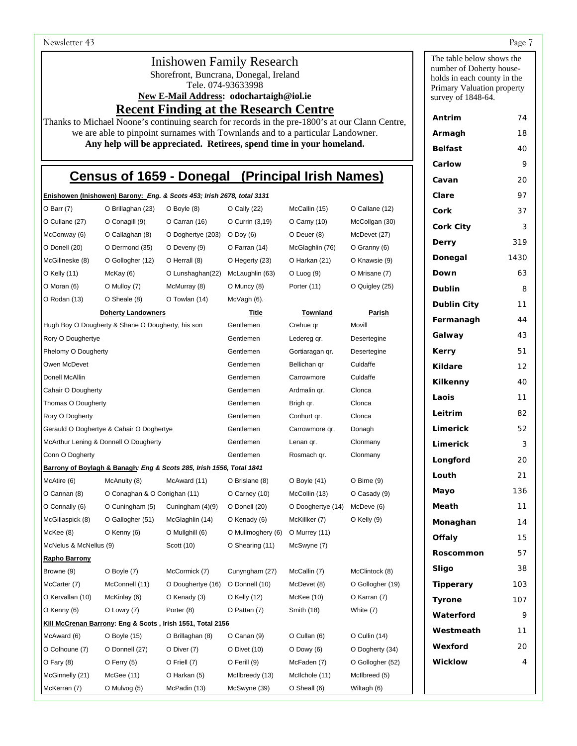# Inishowen Family Research

Shorefront, Buncrana, Donegal, Ireland
Tele. 074-93633998
**New E-Mail Address: odochartaigh@iol.ie**

## Recent Finding at the Research Centre

Thanks to Michael Noone's continuing search for records in the pre-1800's at our Clann Centre, we are able to pinpoint surnames with Townlands and to a particular Landowner.
**Any help will be appreciated. Retirees, spend time in your homeland.**

## Census of 1659 - Donegal (Principal Irish Names)

**Enishowen (Inishowen) Barony:** ***Eng. & Scots 453; Irish 2678, total 3131***

| | | | | | |
|---|---|---|---|---|---|
| O Barr (7) | O Brillaghan (23) | O Boyle (8) | O Cally (22) | McCallin (15) | O Callane (12) |
| O Cullane (27) | O Conagill (9) | O Carran (16) | O Currin (3,19) | O Carny (10) | McCollgan (30) |
| McConway (6) | O Callaghan (8) | O Doghertye (203) | O Doy (6) | O Deuer (8) | McDevet (27) |
| O Donell (20) | O Dermond (35) | O Deveny (9) | O Farran (14) | McGlaghlin (76) | O Granny (6) |
| McGillneske (8) | O Gollogher (12) | O Herrall (8) | O Hegerty (23) | O Harkan (21) | O Knawsie (9) |
| O Kelly (11) | McKay (6) | O Lunshaghan(22) | McLaughlin (63) | O Luog (9) | O Mrisane (7) |
| O Moran (6) | O Mulloy (7) | McMurray (8) | O Muncy (8) | Porter (11) | O Quigley (25) |
| O Rodan (13) | O Sheale (8) | O Towlan (14) | McVagh (6). | | |

| Doherty Landowners | Title | Townland | Parish |
|---|---|---|---|
| Hugh Boy O Dougherty & Shane O Dougherty, his son | Gentlemen | Crehue qr | Movill |
| Rory O Doughertye | Gentlemen | Ledereg qr. | Desertegine |
| Phelomy O Dougherty | Gentlemen | Gortiaragan qr. | Desertegine |
| Owen McDevet | Gentlemen | Bellichan qr | Culdaffe |
| Donell McAllin | Gentlemen | Carrowmore | Culdaffe |
| Cahair O Dougherty | Gentlemen | Ardmalin qr. | Clonca |
| Thomas O Dougherty | Gentlemen | Brigh qr. | Clonca |
| Rory O Dogherty | Gentlemen | Conhurt qr. | Clonca |
| Gerauld O Doghertye & Cahair O Doghertye | Gentlemen | Carrowmore qr. | Donagh |
| McArthur Lening & Donnell O Dougherty | Gentlemen | Lenan qr. | Clonmany |
| Conn O Dogherty | Gentlemen | Rosmach qr. | Clonmany |

**Barrony of Boylagh & Banagh***: Eng & Scots 285, Irish 1556, Total 1841*

| | | | | | |
|---|---|---|---|---|---|
| McAtire (6) | McAnulty (8) | McAward (11) | O Brislane (8) | O Boyle (41) | O Birne (9) |
| O Cannan (8) | O Conaghan & O Conighan (11) | | O Carney (10) | McCollin (13) | O Casady (9) |
| O Connally (6) | O Cuningham (5) | Cuningham (4)(9) | O Donell (20) | O Dooghertye (14) | McDeve (6) |
| McGillaspick (8) | O Gallogher (51) | McGlaghlin (14) | O Kenady (6) | McKillker (7) | O Kelly (9) |
| McKee (8) | O Kenny (6) | O Mullghill (6) | O Mullmoghery (6) | O Murrey (11) | |
| McNelus & McNellus (9) | | Scott (10) | O Shearing (11) | McSwyne (7) | |

**Rapho Barrony**

| | | | | | |
|---|---|---|---|---|---|
| Browne (9) | O Boyle (7) | McCormick (7) | Cunyngham (27) | McCallin (7) | McClintock (8) |
| McCarter (7) | McConnell (11) | O Doughertye (16) | O Donnell (10) | McDevet (8) | O Gollogher (19) |
| O Kervallan (10) | McKinlay (6) | O Kenady (3) | O Kelly (12) | McKee (10) | O Karran (7) |
| O Kenny (6) | O Lowry (7) | Porter (8) | O Pattan (7) | Smith (18) | White (7) |

**Kill McCrenan Barrony**: Eng & Scots , Irish 1551, Total 2156

| | | | | | |
|---|---|---|---|---|---|
| McAward (6) | O Boyle (15) | O Brillaghan (8) | O Canan (9) | O Cullan (6) | O Cullin (14) |
| O Colhoune (7) | O Donnell (27) | O Diver (7) | O Divet (10) | O Dowy (6) | O Dogherty (34) |
| O Fary (8) | O Ferry (5) | O Friell (7) | O Ferill (9) | McFaden (7) | O Gollogher (52) |
| McGinnelly (21) | McGee (11) | O Harkan (5) | McIlbreedy (13) | McIlchole (11) | McIlbreed (5) |
| McKerran (7) | O Mulvog (5) | McPadin (13) | McSwyne (39) | O Sheall (6) | Wiltagh (6) |

The table below shows the number of Doherty households in each county in the Primary Valuation property survey of 1848-64.

| County | Households |
|---|---|
| Antrim | 74 |
| Armagh | 18 |
| Belfast | 40 |
| Carlow | 9 |
| Cavan | 20 |
| Clare | 97 |
| Cork | 37 |
| Cork City | 3 |
| Derry | 319 |
| Donegal | 1430 |
| Down | 63 |
| Dublin | 8 |
| Dublin City | 11 |
| Fermanagh | 44 |
| Galway | 43 |
| Kerry | 51 |
| Kildare | 12 |
| Kilkenny | 40 |
| Laois | 11 |
| Leitrim | 82 |
| Limerick | 52 |
| Limerick | 3 |
| Longford | 20 |
| Louth | 21 |
| Mayo | 136 |
| Meath | 11 |
| Monaghan | 14 |
| Offaly | 15 |
| Roscommon | 57 |
| Sligo | 38 |
| Tipperary | 103 |
| Tyrone | 107 |
| Waterford | 9 |
| Westmeath | 11 |
| Wexford | 20 |
| Wicklow | 4 |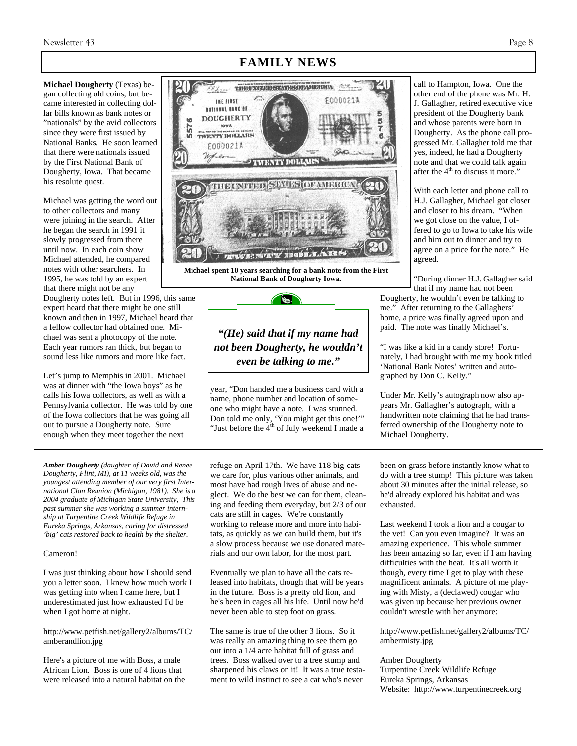# FAMILY NEWS

**Michael Dougherty** (Texas) began collecting old coins, but became interested in collecting dollar bills known as bank notes or "nationals" by the avid collectors since they were first issued by National Banks. He soon learned that there were nationals issued by the First National Bank of Dougherty, Iowa. That became his resolute quest.

Michael was getting the word out to other collectors and many were joining in the search. After he began the search in 1991 it slowly progressed from there until now. In each coin show Michael attended, he compared notes with other searchers. In 1995, he was told by an expert that there might not be any Dougherty notes left. But in 1996, this same expert heard that there might be one still known and then in 1997, Michael heard that a fellow collector had obtained one. Michael was sent a photocopy of the note. Each year rumors ran thick, but began to sound less like rumors and more like fact.

Let's jump to Memphis in 2001. Michael was at dinner with "the Iowa boys" as he calls his Iowa collectors, as well as with a Pennsylvania collector. He was told by one of the Iowa collectors that he was going all out to pursue a Dougherty note. Sure enough when they meet together the next year, "Don handed me a business card with a name, phone number and location of someone who might have a note. I was stunned. Don told me only, 'You might get this one!'" "Just before the 4th of July weekend I made a call to Hampton, Iowa. One the other end of the phone was Mr. H. J. Gallagher, retired executive vice president of the Dougherty bank and whose parents were born in Dougherty. As the phone call progressed Mr. Gallagher told me that yes, indeed, he had a Dougherty note and that we could talk again after the 4th to discuss it more."

Michael spent 10 years searching for a bank note from the First National Bank of Dougherty Iowa.

*"(He) said that if my name had not been Dougherty, he wouldn't even be talking to me."*

With each letter and phone call to H.J. Gallagher, Michael got closer and closer to his dream. "When we got close on the value, I offered to go to Iowa to take his wife and him out to dinner and try to agree on a price for the note." He agreed.

"During dinner H.J. Gallagher said that if my name had not been Dougherty, he wouldn't even be talking to me." After returning to the Gallaghers' home, a price was finally agreed upon and paid. The note was finally Michael's.

"I was like a kid in a candy store! Fortunately, I had brought with me my book titled 'National Bank Notes' written and autographed by Don C. Kelly."

Under Mr. Kelly's autograph now also appears Mr. Gallagher's autograph, with a handwritten note claiming that he had transferred ownership of the Dougherty note to Michael Dougherty.

---

***Amber Dougherty** (daughter of David and Renee Dougherty, Flint, MI), at 11 weeks old, was the youngest attending member of our very first International Clan Reunion (Michigan, 1981). She is a 2004 graduate of Michigan State University, This past summer she was working a summer internship at Turpentine Creek Wildlife Refuge in Eureka Springs, Arkansas, caring for distressed 'big' cats restored back to health by the shelter.*

Cameron!

I was just thinking about how I should send you a letter soon. I knew how much work I was getting into when I came here, but I underestimated just how exhausted I'd be when I got home at night.

http://www.petfish.net/gallery2/albums/TC/amberandlion.jpg

Here's a picture of me with Boss, a male African Lion. Boss is one of 4 lions that were released into a natural habitat on the refuge on April 17th. We have 118 big-cats we care for, plus various other animals, and most have had rough lives of abuse and neglect. We do the best we can for them, cleaning and feeding them everyday, but 2/3 of our cats are still in cages. We're constantly working to release more and more into habitats, as quickly as we can build them, but it's a slow process because we use donated materials and our own labor, for the most part.

Eventually we plan to have all the cats released into habitats, though that will be years in the future. Boss is a pretty old lion, and he's been in cages all his life. Until now he'd never been able to step foot on grass.

The same is true of the other 3 lions. So it was really an amazing thing to see them go out into a 1/4 acre habitat full of grass and trees. Boss walked over to a tree stump and sharpened his claws on it! It was a true testament to wild instinct to see a cat who's never been on grass before instantly know what to do with a tree stump! This picture was taken about 30 minutes after the initial release, so he'd already explored his habitat and was exhausted.

Last weekend I took a lion and a cougar to the vet! Can you even imagine? It was an amazing experience. This whole summer has been amazing so far, even if I am having difficulties with the heat. It's all worth it though, every time I get to play with these magnificent animals. A picture of me playing with Misty, a (declawed) cougar who was given up because her previous owner couldn't wrestle with her anymore:

http://www.petfish.net/gallery2/albums/TC/ambermisty.jpg

Amber Dougherty
Turpentine Creek Wildlife Refuge
Eureka Springs, Arkansas
Website: http://www.turpentinecreek.org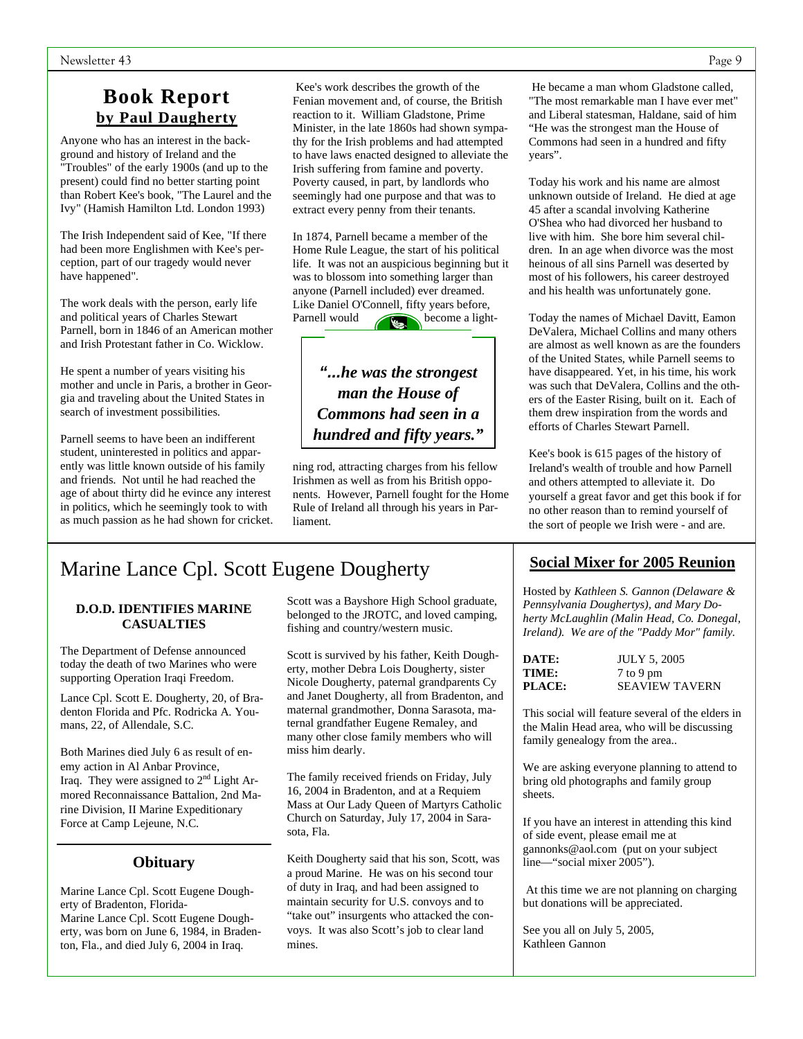# Book Report

## by Paul Daugherty

Anyone who has an interest in the background and history of Ireland and the "Troubles" of the early 1900s (and up to the present) could find no better starting point than Robert Kee's book, "The Laurel and the Ivy" (Hamish Hamilton Ltd. London 1993)

The Irish Independent said of Kee, "If there had been more Englishmen with Kee's perception, part of our tragedy would never have happened".

The work deals with the person, early life and political years of Charles Stewart Parnell, born in 1846 of an American mother and Irish Protestant father in Co. Wicklow.

He spent a number of years visiting his mother and uncle in Paris, a brother in Georgia and traveling about the United States in search of investment possibilities.

Parnell seems to have been an indifferent student, uninterested in politics and apparently was little known outside of his family and friends. Not until he had reached the age of about thirty did he evince any interest in politics, which he seemingly took to with as much passion as he had shown for cricket.

Kee's work describes the growth of the Fenian movement and, of course, the British reaction to it. William Gladstone, Prime Minister, in the late 1860s had shown sympathy for the Irish problems and had attempted to have laws enacted designed to alleviate the Irish suffering from famine and poverty. Poverty caused, in part, by landlords who seemingly had one purpose and that was to extract every penny from their tenants.

In 1874, Parnell became a member of the Home Rule League, the start of his political life. It was not an auspicious beginning but it was to blossom into something larger than anyone (Parnell included) ever dreamed. Like Daniel O'Connell, fifty years before, Parnell would become a lightning rod, attracting charges from his fellow Irishmen as well as from his British opponents. However, Parnell fought for the Home Rule of Ireland all through his years in Parliament.

> ***"...he was the strongest man the House of Commons had seen in a hundred and fifty years."***

He became a man whom Gladstone called, "The most remarkable man I have ever met" and Liberal statesman, Haldane, said of him "He was the strongest man the House of Commons had seen in a hundred and fifty years".

Today his work and his name are almost unknown outside of Ireland. He died at age 45 after a scandal involving Katherine O'Shea who had divorced her husband to live with him. She bore him several children. In an age when divorce was the most heinous of all sins Parnell was deserted by most of his followers, his career destroyed and his health was unfortunately gone.

Today the names of Michael Davitt, Eamon DeValera, Michael Collins and many others are almost as well known as are the founders of the United States, while Parnell seems to have disappeared. Yet, in his time, his work was such that DeValera, Collins and the others of the Easter Rising, built on it. Each of them drew inspiration from the words and efforts of Charles Stewart Parnell.

Kee's book is 615 pages of the history of Ireland's wealth of trouble and how Parnell and others attempted to alleviate it. Do yourself a great favor and get this book if for no other reason than to remind yourself of the sort of people we Irish were - and are.

# Marine Lance Cpl. Scott Eugene Dougherty

### D.O.D. IDENTIFIES MARINE CASUALTIES

The Department of Defense announced today the death of two Marines who were supporting Operation Iraqi Freedom.

Lance Cpl. Scott E. Dougherty, 20, of Bradenton Florida and Pfc. Rodricka A. Youmans, 22, of Allendale, S.C.

Both Marines died July 6 as result of enemy action in Al Anbar Province, Iraq. They were assigned to 2nd Light Armored Reconnaissance Battalion, 2nd Marine Division, II Marine Expeditionary Force at Camp Lejeune, N.C.

### Obituary

Marine Lance Cpl. Scott Eugene Dougherty of Bradenton, Florida-
Marine Lance Cpl. Scott Eugene Dougherty, was born on June 6, 1984, in Bradenton, Fla., and died July 6, 2004 in Iraq.

Scott was a Bayshore High School graduate, belonged to the JROTC, and loved camping, fishing and country/western music.

Scott is survived by his father, Keith Dougherty, mother Debra Lois Dougherty, sister Nicole Dougherty, paternal grandparents Cy and Janet Dougherty, all from Bradenton, and maternal grandmother, Donna Sarasota, maternal grandfather Eugene Remaley, and many other close family members who will miss him dearly.

The family received friends on Friday, July 16, 2004 in Bradenton, and at a Requiem Mass at Our Lady Queen of Martyrs Catholic Church on Saturday, July 17, 2004 in Sarasota, Fla.

Keith Dougherty said that his son, Scott, was a proud Marine. He was on his second tour of duty in Iraq, and had been assigned to maintain security for U.S. convoys and to "take out" insurgents who attacked the convoys. It was also Scott's job to clear land mines.

## Social Mixer for 2005 Reunion

Hosted by *Kathleen S. Gannon (Delaware & Pennsylvania Doughertys), and Mary Doherty McLaughlin (Malin Head, Co. Donegal, Ireland). We are of the "Paddy Mor" family.*

**DATE:** JULY 5, 2005
**TIME:** 7 to 9 pm
**PLACE:** SEAVIEW TAVERN

This social will feature several of the elders in the Malin Head area, who will be discussing family genealogy from the area..

We are asking everyone planning to attend to bring old photographs and family group sheets.

If you have an interest in attending this kind of side event, please email me at gannonks@aol.com (put on your subject line—"social mixer 2005").

At this time we are not planning on charging but donations will be appreciated.

See you all on July 5, 2005,
Kathleen Gannon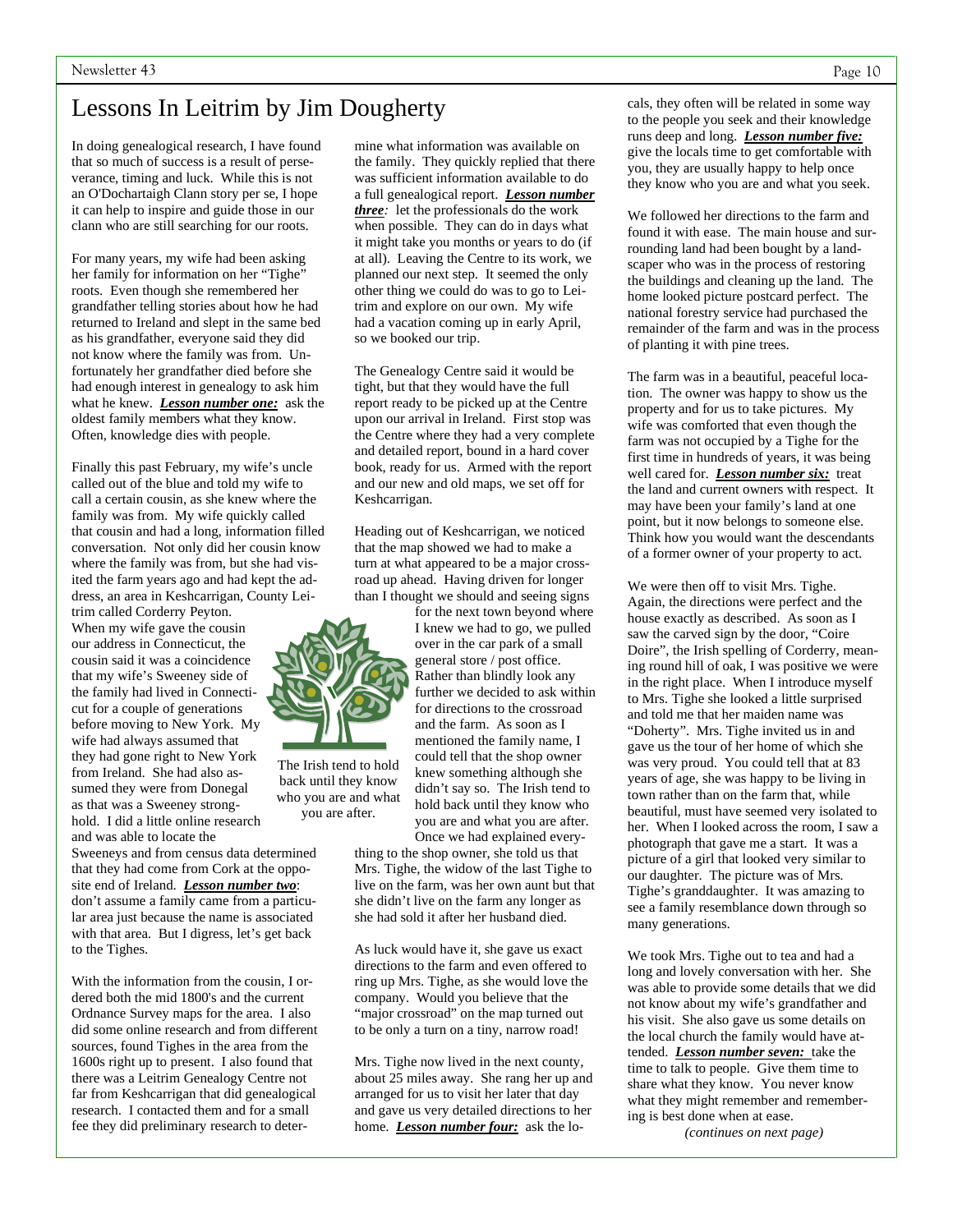# Lessons In Leitrim by Jim Dougherty

In doing genealogical research, I have found that so much of success is a result of perseverance, timing and luck. While this is not an O'Dochartaigh Clann story per se, I hope it can help to inspire and guide those in our clann who are still searching for our roots.

For many years, my wife had been asking her family for information on her "Tighe" roots. Even though she remembered her grandfather telling stories about how he had returned to Ireland and slept in the same bed as his grandfather, everyone said they did not know where the family was from. Unfortunately her grandfather died before she had enough interest in genealogy to ask him what he knew. ***Lesson number one:*** ask the oldest family members what they know. Often, knowledge dies with people.

Finally this past February, my wife's uncle called out of the blue and told my wife to call a certain cousin, as she knew where the family was from. My wife quickly called that cousin and had a long, information filled conversation. Not only did her cousin know where the family was from, but she had visited the farm years ago and had kept the address, an area in Keshcarrigan, County Leitrim called Corderry Peyton. When my wife gave the cousin our address in Connecticut, the cousin said it was a coincidence that my wife's Sweeney side of the family had lived in Connecticut for a couple of generations before moving to New York. My wife had always assumed that they had gone right to New York from Ireland. She had also assumed they were from Donegal as that was a Sweeney stronghold. I did a little online research and was able to locate the Sweeneys and from census data determined that they had come from Cork at the opposite end of Ireland. ***Lesson number two***: don't assume a family came from a particular area just because the name is associated with that area. But I digress, let's get back to the Tighes.

With the information from the cousin, I ordered both the mid 1800's and the current Ordnance Survey maps for the area. I also did some online research and from different sources, found Tighes in the area from the 1600s right up to present. I also found that there was a Leitrim Genealogy Centre not far from Keshcarrigan that did genealogical research. I contacted them and for a small fee they did preliminary research to determine what information was available on the family. They quickly replied that there was sufficient information available to do a full genealogical report. ***Lesson number three****:* let the professionals do the work when possible. They can do in days what it might take you months or years to do (if at all). Leaving the Centre to its work, we planned our next step. It seemed the only other thing we could do was to go to Leitrim and explore on our own. My wife had a vacation coming up in early April, so we booked our trip.

The Genealogy Centre said it would be tight, but that they would have the full report ready to be picked up at the Centre upon our arrival in Ireland. First stop was the Centre where they had a very complete and detailed report, bound in a hard cover book, ready for us. Armed with the report and our new and old maps, we set off for Keshcarrigan.

Heading out of Keshcarrigan, we noticed that the map showed we had to make a turn at what appeared to be a major crossroad up ahead. Having driven for longer than I thought we should and seeing signs for the next town beyond where I knew we had to go, we pulled over in the car park of a small general store / post office. Rather than blindly look any further we decided to ask within for directions to the crossroad and the farm. As soon as I mentioned the family name, I could tell that the shop owner knew something although she didn't say so. The Irish tend to hold back until they know who you are and what you are after. Once we had explained everything to the shop owner, she told us that Mrs. Tighe, the widow of the last Tighe to live on the farm, was her own aunt but that she didn't live on the farm any longer as she had sold it after her husband died.

The Irish tend to hold back until they know who you are and what you are after.

As luck would have it, she gave us exact directions to the farm and even offered to ring up Mrs. Tighe, as she would love the company. Would you believe that the "major crossroad" on the map turned out to be only a turn on a tiny, narrow road!

Mrs. Tighe now lived in the next county, about 25 miles away. She rang her up and arranged for us to visit her later that day and gave us very detailed directions to her home. ***Lesson number four:*** ask the locals, they often will be related in some way to the people you seek and their knowledge runs deep and long. ***Lesson number five:*** give the locals time to get comfortable with you, they are usually happy to help once they know who you are and what you seek.

We followed her directions to the farm and found it with ease. The main house and surrounding land had been bought by a landscaper who was in the process of restoring the buildings and cleaning up the land. The home looked picture postcard perfect. The national forestry service had purchased the remainder of the farm and was in the process of planting it with pine trees.

The farm was in a beautiful, peaceful location. The owner was happy to show us the property and for us to take pictures. My wife was comforted that even though the farm was not occupied by a Tighe for the first time in hundreds of years, it was being well cared for. ***Lesson number six:*** treat the land and current owners with respect. It may have been your family's land at one point, but it now belongs to someone else. Think how you would want the descendants of a former owner of your property to act.

We were then off to visit Mrs. Tighe. Again, the directions were perfect and the house exactly as described. As soon as I saw the carved sign by the door, "Coire Doire", the Irish spelling of Corderry, meaning round hill of oak, I was positive we were in the right place. When I introduce myself to Mrs. Tighe she looked a little surprised and told me that her maiden name was "Doherty". Mrs. Tighe invited us in and gave us the tour of her home of which she was very proud. You could tell that at 83 years of age, she was happy to be living in town rather than on the farm that, while beautiful, must have seemed very isolated to her. When I looked across the room, I saw a photograph that gave me a start. It was a picture of a girl that looked very similar to our daughter. The picture was of Mrs. Tighe's granddaughter. It was amazing to see a family resemblance down through so many generations.

We took Mrs. Tighe out to tea and had a long and lovely conversation with her. She was able to provide some details that we did not know about my wife's grandfather and his visit. She also gave us some details on the local church the family would have attended. ***Lesson number seven:*** take the time to talk to people. Give them time to share what they know. You never know what they might remember and remembering is best done when at ease.

*(continues on next page)*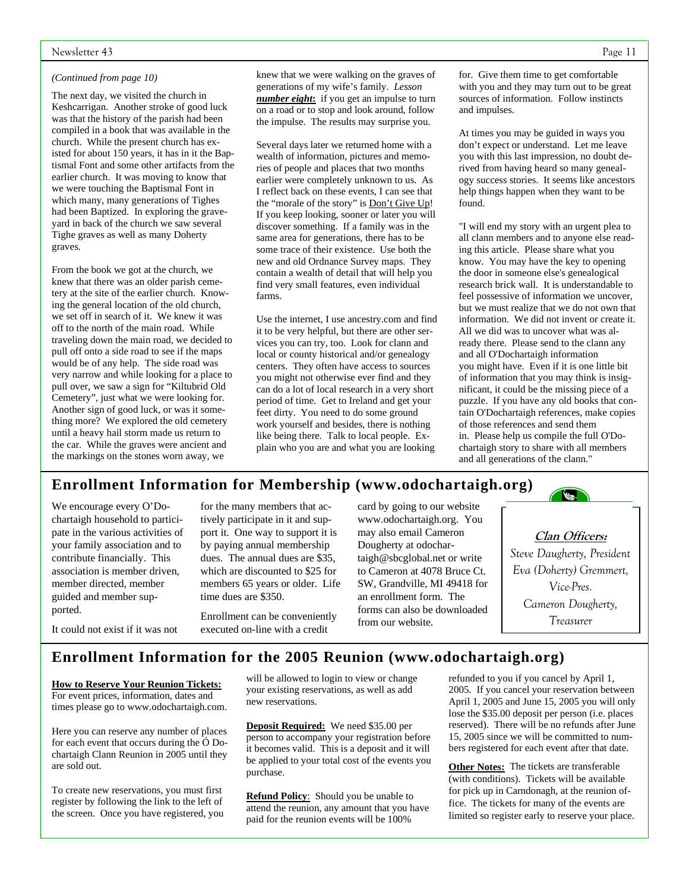*(Continued from page 10)*

The next day, we visited the church in Keshcarrigan. Another stroke of good luck was that the history of the parish had been compiled in a book that was available in the church. While the present church has existed for about 150 years, it has in it the Baptismal Font and some other artifacts from the earlier church. It was moving to know that we were touching the Baptismal Font in which many, many generations of Tighes had been Baptized. In exploring the graveyard in back of the church we saw several Tighe graves as well as many Doherty graves.

From the book we got at the church, we knew that there was an older parish cemetery at the site of the earlier church. Knowing the general location of the old church, we set off in search of it. We knew it was off to the north of the main road. While traveling down the main road, we decided to pull off onto a side road to see if the maps would be of any help. The side road was very narrow and while looking for a place to pull over, we saw a sign for "Kiltubrid Old Cemetery", just what we were looking for. Another sign of good luck, or was it something more? We explored the old cemetery until a heavy hail storm made us return to the car. While the graves were ancient and the markings on the stones worn away, we knew that we were walking on the graves of generations of my wife's family. *Lesson **number eight**:* if you get an impulse to turn on a road or to stop and look around, follow the impulse. The results may surprise you.

Several days later we returned home with a wealth of information, pictures and memories of people and places that two months earlier were completely unknown to us. As I reflect back on these events, I can see that the "morale of the story" is Don't Give Up! If you keep looking, sooner or later you will discover something. If a family was in the same area for generations, there has to be some trace of their existence. Use both the new and old Ordnance Survey maps. They contain a wealth of detail that will help you find very small features, even individual farms.

Use the internet, I use ancestry.com and find it to be very helpful, but there are other services you can try, too. Look for clann and local or county historical and/or genealogy centers. They often have access to sources you might not otherwise ever find and they can do a lot of local research in a very short period of time. Get to Ireland and get your feet dirty. You need to do some ground work yourself and besides, there is nothing like being there. Talk to local people. Explain who you are and what you are looking for. Give them time to get comfortable with you and they may turn out to be great sources of information. Follow instincts and impulses.

At times you may be guided in ways you don't expect or understand. Let me leave you with this last impression, no doubt derived from having heard so many genealogy success stories. It seems like ancestors help things happen when they want to be found.

"I will end my story with an urgent plea to all clann members and to anyone else reading this article. Please share what you know. You may have the key to opening the door in someone else's genealogical research brick wall. It is understandable to feel possessive of information we uncover, but we must realize that we do not own that information. We did not invent or create it. All we did was to uncover what was already there. Please send to the clann any and all O'Dochartaigh information you might have. Even if it is one little bit of information that you may think is insignificant, it could be the missing piece of a puzzle. If you have any old books that contain O'Dochartaigh references, make copies of those references and send them in. Please help us compile the full O'Dochartaigh story to share with all members and all generations of the clann."

## Enrollment Information for Membership (www.odochartaigh.org)

We encourage every O'Dochartaigh household to participate in the various activities of your family association and to contribute financially. This association is member driven, member directed, member guided and member supported.

It could not exist if it was not for the many members that actively participate in it and support it. One way to support it is by paying annual membership dues. The annual dues are $35, which are discounted to $25 for members 65 years or older. Life time dues are $350.

Enrollment can be conveniently executed on-line with a credit card by going to our website www.odochartaigh.org. You may also email Cameron Dougherty at odochartaigh@sbcglobal.net or write to Cameron at 4078 Bruce Ct. SW, Grandville, MI 49418 for an enrollment form. The forms can also be downloaded from our website.

**Clan Officers:**

*Steve Daugherty, President*
*Eva (Doherty) Gremmert, Vice-Pres.*
*Cameron Dougherty, Treasurer*

## Enrollment Information for the 2005 Reunion (www.odochartaigh.org)

**How to Reserve Your Reunion Tickets:** For event prices, information, dates and times please go to www.odochartaigh.com.

Here you can reserve any number of places for each event that occurs during the Ó Dochartaigh Clann Reunion in 2005 until they are sold out.

To create new reservations, you must first register by following the link to the left of the screen. Once you have registered, you will be allowed to login to view or change your existing reservations, as well as add new reservations.

**Deposit Required:** We need $35.00 per person to accompany your registration before it becomes valid. This is a deposit and it will be applied to your total cost of the events you purchase.

**Refund Policy**: Should you be unable to attend the reunion, any amount that you have paid for the reunion events will be 100% refunded to you if you cancel by April 1, 2005. If you cancel your reservation between April 1, 2005 and June 15, 2005 you will only lose the $35.00 deposit per person (i.e. places reserved). There will be no refunds after June 15, 2005 since we will be committed to numbers registered for each event after that date.

**Other Notes:** The tickets are transferable (with conditions). Tickets will be available for pick up in Carndonagh, at the reunion office. The tickets for many of the events are limited so register early to reserve your place.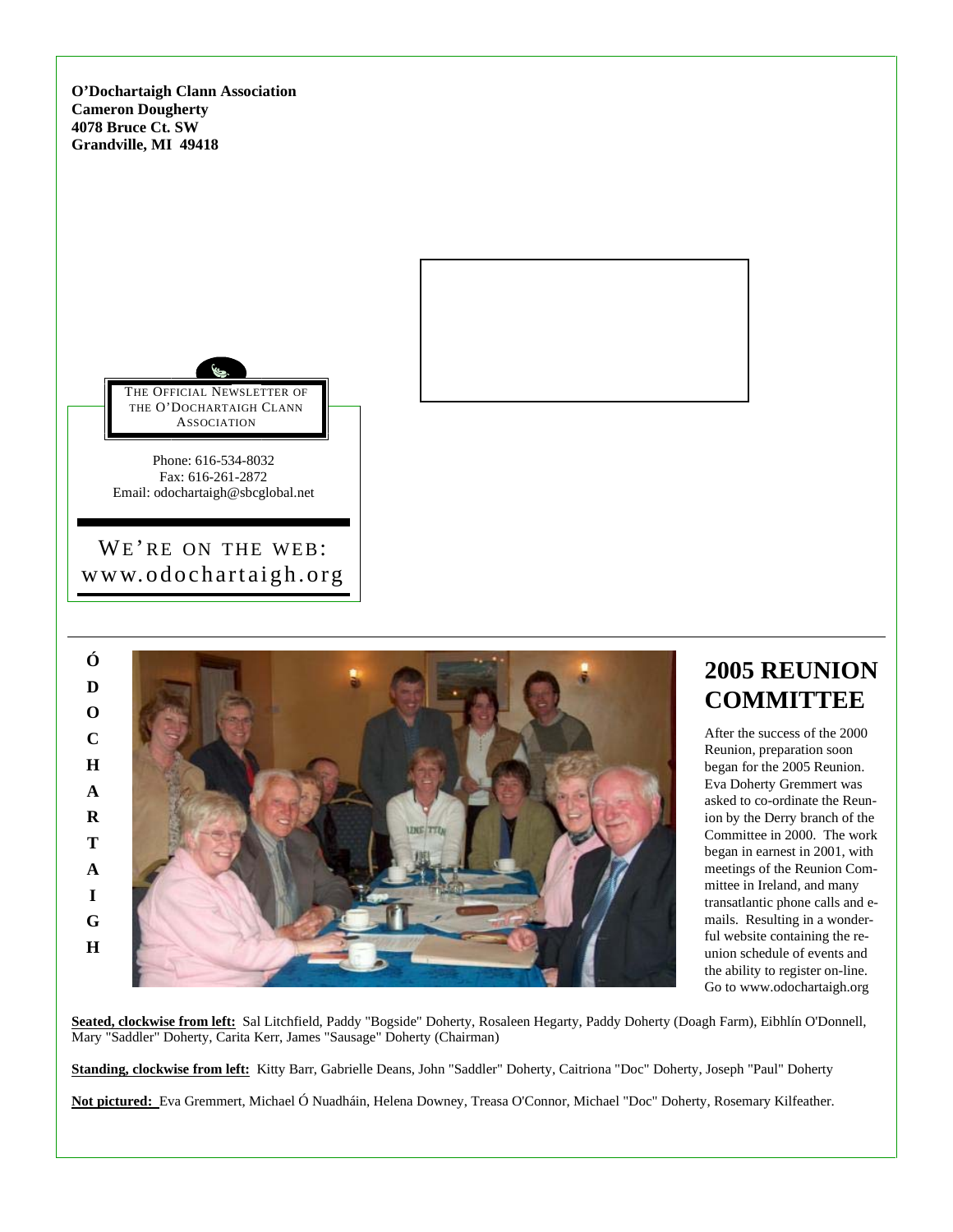**O'Dochartaigh Clann Association**
**Cameron Dougherty**
**4078 Bruce Ct. SW**
**Grandville, MI 49418**

THE OFFICIAL NEWSLETTER OF THE O'DOCHARTAIGH CLANN ASSOCIATION

Phone: 616-534-8032
Fax: 616-261-2872
Email: odochartaigh@sbcglobal.net

WE'RE ON THE WEB:
www.odochartaigh.org

Ó D O C H A R T A I G H

## 2005 REUNION COMMITTEE

After the success of the 2000 Reunion, preparation soon began for the 2005 Reunion. Eva Doherty Gremmert was asked to co-ordinate the Reunion by the Derry branch of the Committee in 2000. The work began in earnest in 2001, with meetings of the Reunion Committee in Ireland, and many transatlantic phone calls and e-mails. Resulting in a wonderful website containing the reunion schedule of events and the ability to register on-line. Go to www.odochartaigh.org

**Seated, clockwise from left:** Sal Litchfield, Paddy "Bogside" Doherty, Rosaleen Hegarty, Paddy Doherty (Doagh Farm), Eibhlín O'Donnell, Mary "Saddler" Doherty, Carita Kerr, James "Sausage" Doherty (Chairman)

**Standing, clockwise from left:** Kitty Barr, Gabrielle Deans, John "Saddler" Doherty, Caitriona "Doc" Doherty, Joseph "Paul" Doherty

**Not pictured:** Eva Gremmert, Michael Ó Nuadháin, Helena Downey, Treasa O'Connor, Michael "Doc" Doherty, Rosemary Kilfeather.